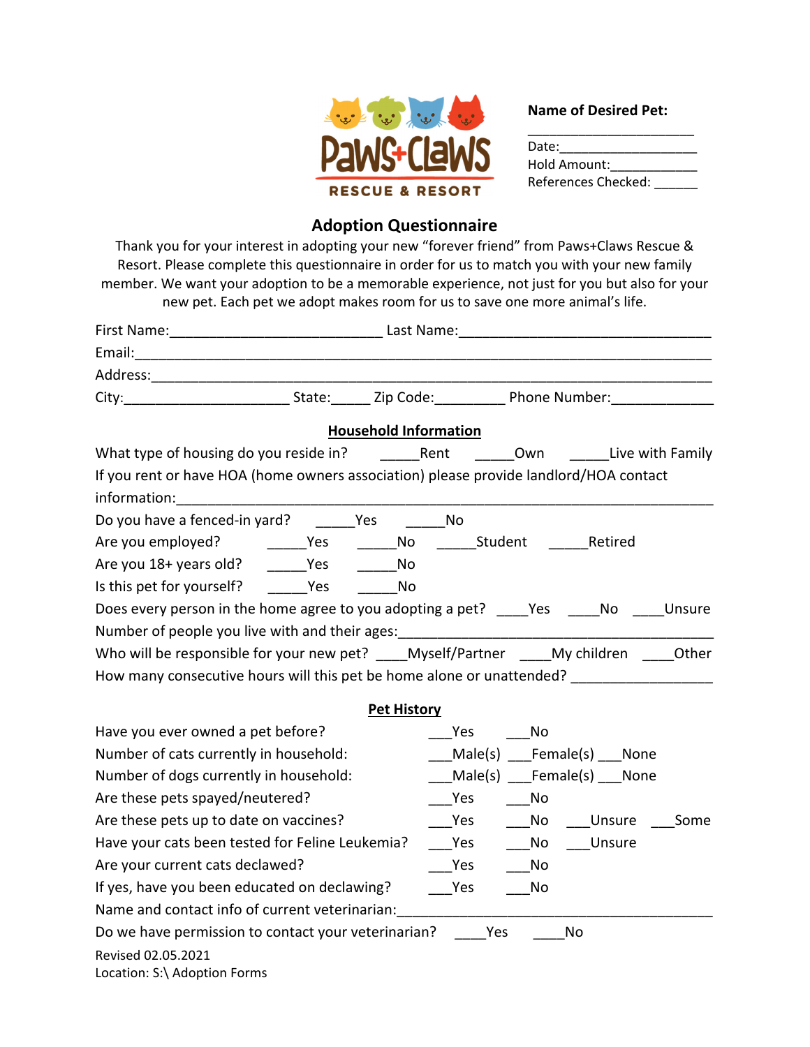Paws+Claws RESCUE & RESORT

**Name of Desired Pet:**

______________________

Date:__________________

Hold Amount:___________

References Checked: ______

# Adoption Questionnaire

Thank you for your interest in adopting your new "forever friend" from Paws+Claws Rescue & Resort. Please complete this questionnaire in order for us to match you with your new family member. We want your adoption to be a memorable experience, not just for you but also for your new pet. Each pet we adopt makes room for us to save one more animal's life.

First Name:___________________________ Last Name:_________________________________

Email:_______________________________________________________________________

Address:_____________________________________________________________________

City:_____________________ State:_____ Zip Code:_________ Phone Number:_____________

## Household Information

What type of housing do you reside in? _____Rent _____Own _____Live with Family

If you rent or have HOA (home owners association) please provide landlord/HOA contact information:_____________________________________________________________

Do you have a fenced-in yard? _____Yes _____No

Are you employed? _____Yes _____No _____Student _____Retired

Are you 18+ years old? _____Yes _____No

Is this pet for yourself? _____Yes _____No

Does every person in the home agree to you adopting a pet? ____Yes ____No ____Unsure

Number of people you live with and their ages:_________________________________________

Who will be responsible for your new pet? ____Myself/Partner ____My children ____Other

How many consecutive hours will this pet be home alone or unattended? _________________

## Pet History

Have you ever owned a pet before? ___Yes ___No

Number of cats currently in household: ___Male(s) ___Female(s) ___None

Number of dogs currently in household: ___Male(s) ___Female(s) ___None

Are these pets spayed/neutered? ___Yes ___No

Are these pets up to date on vaccines? ___Yes ___No ___Unsure ___Some

Have your cats been tested for Feline Leukemia? ___Yes ___No ___Unsure

Are your current cats declawed? ___Yes ___No

If yes, have you been educated on declawing? ___Yes ___No

Name and contact info of current veterinarian:_________________________________________

Do we have permission to contact your veterinarian? ____Yes ____No

Revised 02.05.2021
Location: S:\ Adoption Forms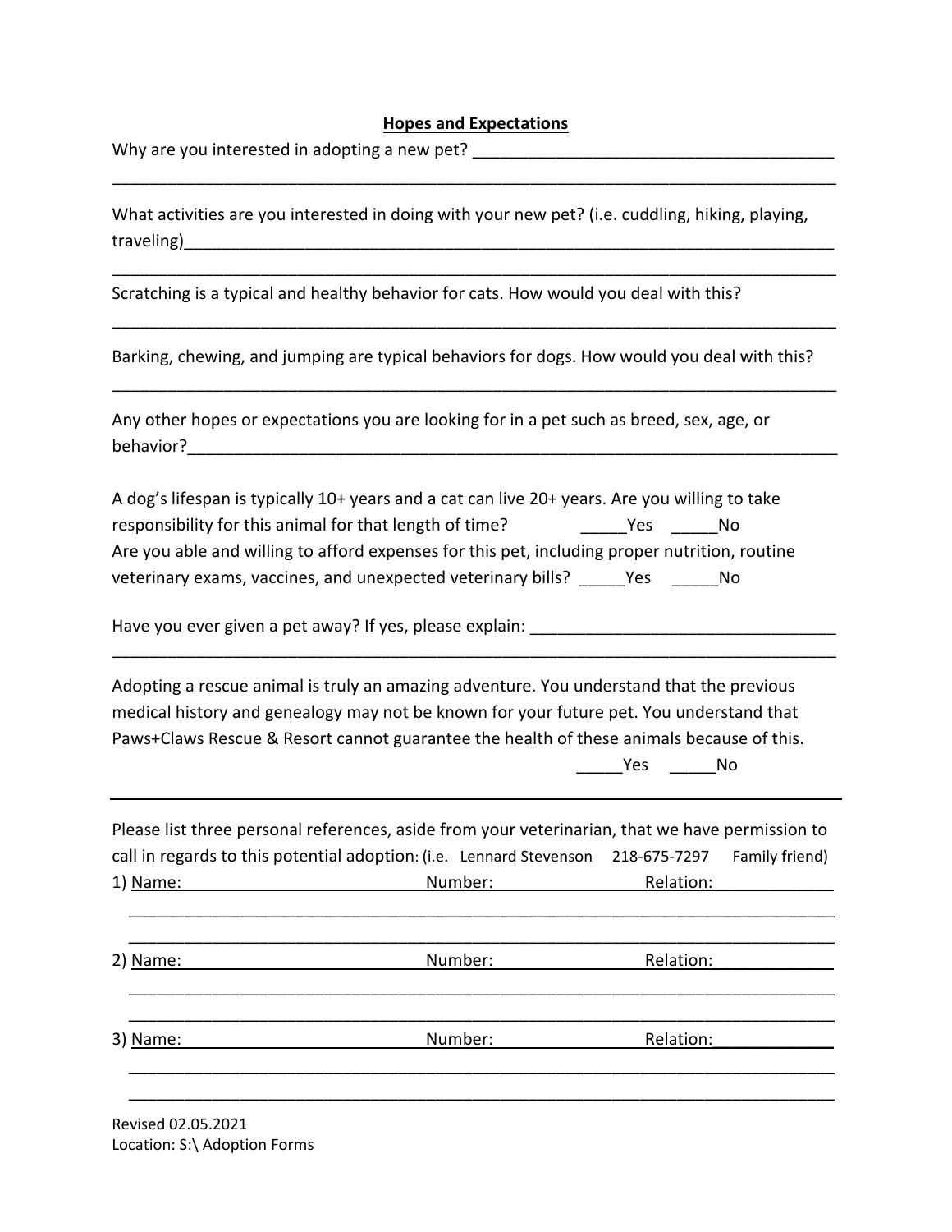## Hopes and Expectations

Why are you interested in adopting a new pet? ______________________________________

______________________________________________________________________________

What activities are you interested in doing with your new pet? (i.e. cuddling, hiking, playing, traveling)_______________________________________________________________________

______________________________________________________________________________

Scratching is a typical and healthy behavior for cats. How would you deal with this?

______________________________________________________________________________

Barking, chewing, and jumping are typical behaviors for dogs. How would you deal with this?

______________________________________________________________________________

Any other hopes or expectations you are looking for in a pet such as breed, sex, age, or behavior?_______________________________________________________________________

A dog's lifespan is typically 10+ years and a cat can live 20+ years. Are you willing to take responsibility for this animal for that length of time? _____Yes _____No

Are you able and willing to afford expenses for this pet, including proper nutrition, routine veterinary exams, vaccines, and unexpected veterinary bills? _____Yes _____No

Have you ever given a pet away? If yes, please explain: ________________________________

______________________________________________________________________________

Adopting a rescue animal is truly an amazing adventure. You understand that the previous medical history and genealogy may not be known for your future pet. You understand that Paws+Claws Rescue & Resort cannot guarantee the health of these animals because of this.

_____Yes _____No

---

Please list three personal references, aside from your veterinarian, that we have permission to call in regards to this potential adoption: (i.e. Lennard Stevenson 218-675-7297 Family friend)

1) Name: Number: Relation:_____________

______________________________________________________________________________

______________________________________________________________________________

2) Name: Number: Relation:_____________

______________________________________________________________________________

______________________________________________________________________________

3) Name: Number: Relation:_____________

______________________________________________________________________________

______________________________________________________________________________

Revised 02.05.2021
Location: S:\ Adoption Forms